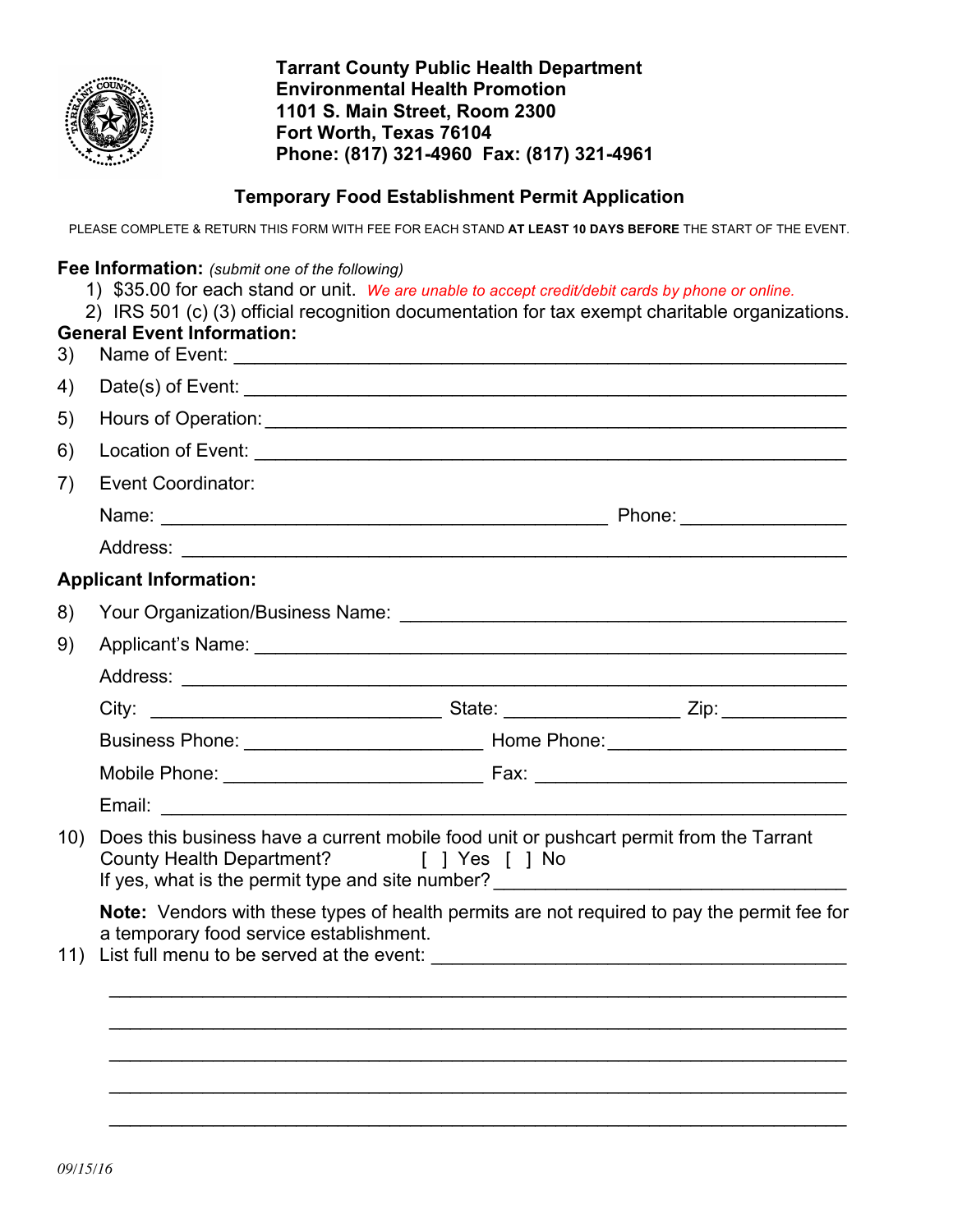**Tarrant County Public Health Department**
**Environmental Health Promotion**
**1101 S. Main Street, Room 2300**
**Fort Worth, Texas 76104**
**Phone: (817) 321-4960 Fax: (817) 321-4961**

## Temporary Food Establishment Permit Application

PLEASE COMPLETE & RETURN THIS FORM WITH FEE FOR EACH STAND **AT LEAST 10 DAYS BEFORE** THE START OF THE EVENT.

**Fee Information:** *(submit one of the following)*

1) $35.00 for each stand or unit. *We are unable to accept credit/debit cards by phone or online.*
2) IRS 501 (c) (3) official recognition documentation for tax exempt charitable organizations.

**General Event Information:**

3) Name of Event: ______________________________________________

4) Date(s) of Event: ______________________________________________

5) Hours of Operation: ______________________________________________

6) Location of Event: ______________________________________________

7) Event Coordinator:

Name: ________________________________ Phone: ______________

Address: ______________________________________________

**Applicant Information:**

8) Your Organization/Business Name: ________________________________

9) Applicant's Name: ______________________________________________

Address: ______________________________________________

City: ____________________ State: ______________ Zip: __________

Business Phone: __________________ Home Phone: __________________

Mobile Phone: __________________ Fax: ________________________

Email: ______________________________________________

10) Does this business have a current mobile food unit or pushcart permit from the Tarrant County Health Department? [ ] Yes [ ] No
If yes, what is the permit type and site number? ____________________________

**Note:** Vendors with these types of health permits are not required to pay the permit fee for a temporary food service establishment.

11) List full menu to be served at the event: ________________________________

______________________________________________

______________________________________________

______________________________________________

______________________________________________

______________________________________________

*09/15/16*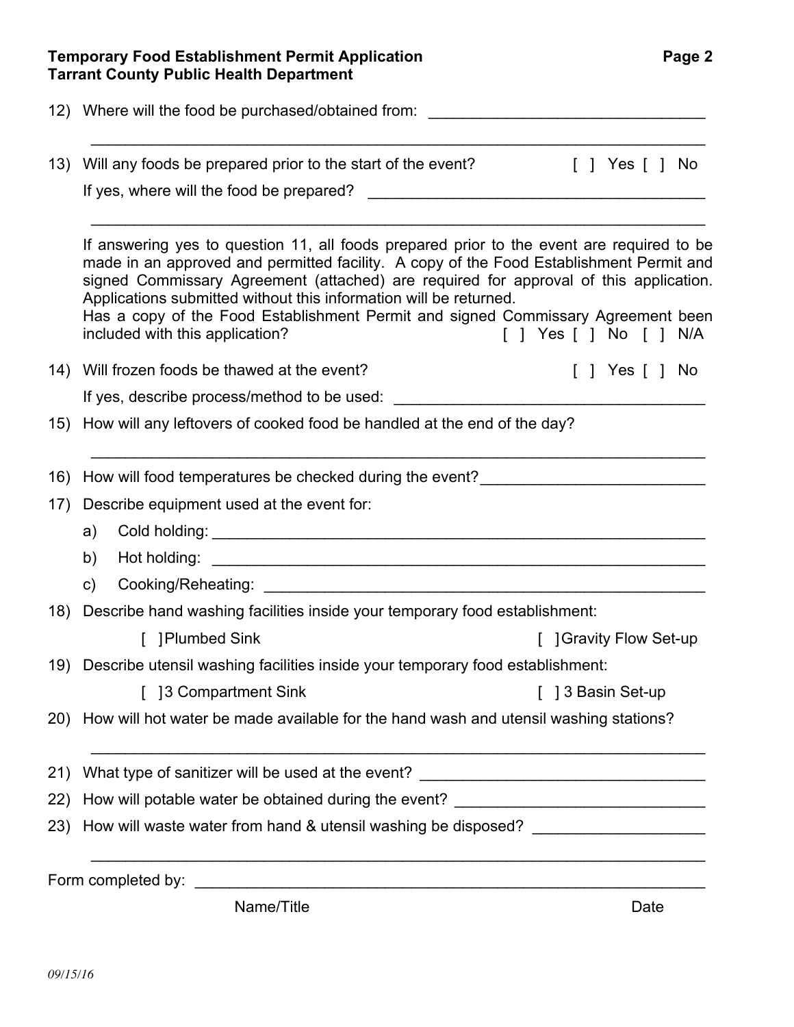**Temporary Food Establishment Permit Application**
**Tarrant County Public Health Department**

12) Where will the food be purchased/obtained from: ________________________________

________________________________________________________________________

13) Will any foods be prepared prior to the start of the event? [ ] Yes [ ] No

If yes, where will the food be prepared? ________________________________________

________________________________________________________________________

If answering yes to question 11, all foods prepared prior to the event are required to be made in an approved and permitted facility. A copy of the Food Establishment Permit and signed Commissary Agreement (attached) are required for approval of this application. Applications submitted without this information will be returned.
Has a copy of the Food Establishment Permit and signed Commissary Agreement been included with this application? [ ] Yes [ ] No [ ] N/A

14) Will frozen foods be thawed at the event? [ ] Yes [ ] No

If yes, describe process/method to be used: ____________________________________

15) How will any leftovers of cooked food be handled at the end of the day?

________________________________________________________________________

16) How will food temperatures be checked during the event?__________________________

17) Describe equipment used at the event for:

a) Cold holding: ____________________________________________________________

b) Hot holding: ____________________________________________________________

c) Cooking/Reheating: _______________________________________________________

18) Describe hand washing facilities inside your temporary food establishment:

[ ] Plumbed Sink [ ] Gravity Flow Set-up

19) Describe utensil washing facilities inside your temporary food establishment:

[ ] 3 Compartment Sink [ ] 3 Basin Set-up

20) How will hot water be made available for the hand wash and utensil washing stations?

________________________________________________________________________

21) What type of sanitizer will be used at the event? __________________________________

22) How will potable water be obtained during the event? ______________________________

23) How will waste water from hand & utensil washing be disposed? ____________________

________________________________________________________________________

Form completed by: ______________________________________________________________

Name/Title Date

*09/15/16*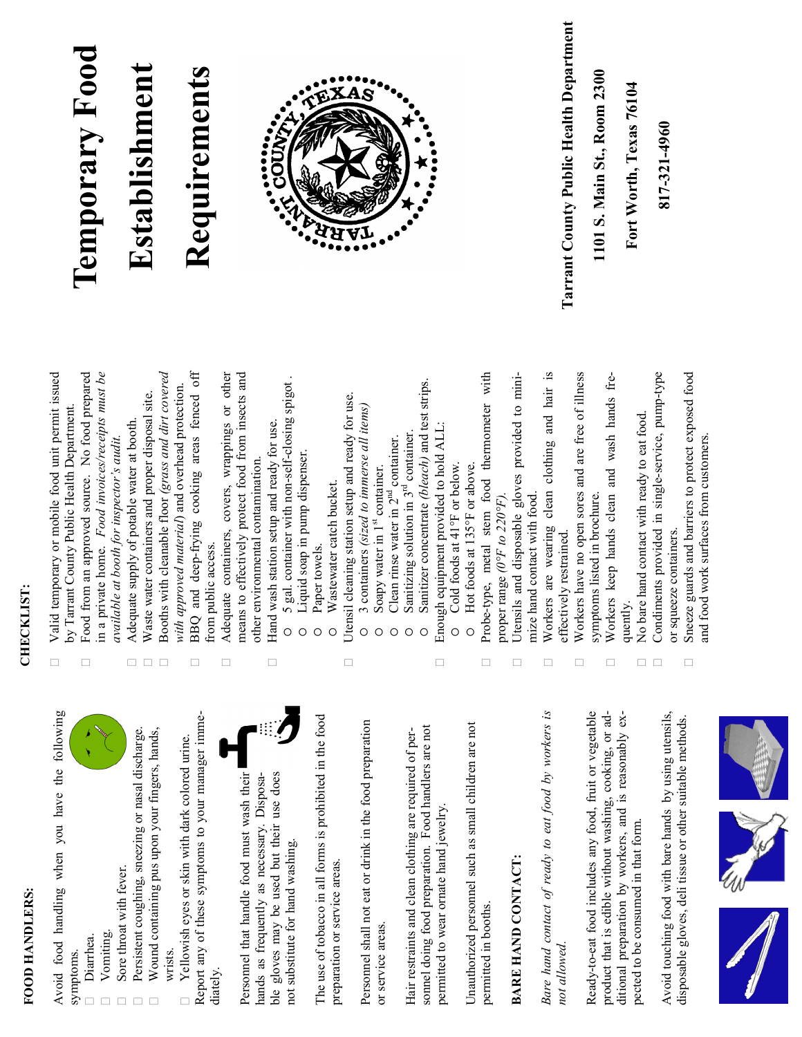## FOOD HANDLERS:

Avoid food handling when you have the following symptoms.

- ☐ Diarrhea.
- ☐ Vomiting.
- ☐ Sore throat with fever.
- ☐ Persistent coughing, sneezing or nasal discharge.
- ☐ Wound containing pus upon your fingers, hands, wrists.
- ☐ Yellowish eyes or skin with dark colored urine.

Report any of these symptoms to your manager immediately.

Personnel that handle food must wash their hands as frequently as necessary. Disposable gloves may be used but their use does not substitute for hand washing.

The use of tobacco in all forms is prohibited in the food preparation or service areas.

Personnel shall not eat or drink in the food preparation or service areas.

Hair restraints and clean clothing are required of personnel doing food preparation. Food handlers are not permitted to wear ornate hand jewelry.

Unauthorized personnel such as small children are not permitted in booths.

## BARE HAND CONTACT:

*Bare hand contact of ready to eat food by workers is not allowed.*

Ready-to-eat food includes any food, fruit or vegetable product that is edible without washing, cooking, or additional preparation by workers, and is reasonably expected to be consumed in that form.

Avoid touching food with bare hands by using utensils, disposable gloves, deli tissue or other suitable methods.

## CHECKLIST:

- ☐ Valid temporary or mobile food unit permit issued by Tarrant County Public Health Department.
- ☐ Food from an approved source. No food prepared in a private home. *Food invoices/receipts must be available at booth for inspector's audit.*
- ☐ Adequate supply of potable water at booth.
- ☐ Waste water containers and proper disposal site.
- ☐ Booths with cleanable floor *(grass and dirt covered with approved material)* and overhead protection.
- ☐ BBQ and deep-frying cooking areas fenced off from public access.
- ☐ Adequate containers, covers, wrappings or other means to effectively protect food from insects and other environmental contamination.
- ☐ Hand wash station setup and ready for use.
  - ○ 5 gal. container with non-self-closing spigot .
  - ○ Liquid soap in pump dispenser.
  - ○ Paper towels.
  - ○ Wastewater catch bucket.
- ☐ Utensil cleaning station setup and ready for use.
  - ○ 3 containers *(sized to immerse all items)*
  - ○ Soapy water in 1st container.
  - ○ Clean rinse water in 2nd container.
  - ○ Sanitizing solution in 3rd container.
  - ○ Sanitizer concentrate *(bleach)* and test strips.
- ☐ Enough equipment provided to hold ALL:
  - ○ Cold foods at 41°F or below.
  - ○ Hot foods at 135°F or above.
- ☐ Probe-type, metal stem food thermometer with proper range *(0°F to 220°F)*.
- ☐ Utensils and disposable gloves provided to minimize hand contact with food.
- ☐ Workers are wearing clean clothing and hair is effectively restrained.
- ☐ Workers have no open sores and are free of illness symptoms listed in brochure.
- ☐ Workers keep hands clean and wash hands frequently.
- ☐ No bare hand contact with ready to eat food.
- ☐ Condiments provided in single-service, pump-type or squeeze containers.
- ☐ Sneeze guards and barriers to protect exposed food and food work surfaces from customers.

# Temporary Food Establishment Requirements

**Tarrant County Public Health Department**

**1101 S. Main St., Room 2300**

**Fort Worth, Texas 76104**

**817-321-4960**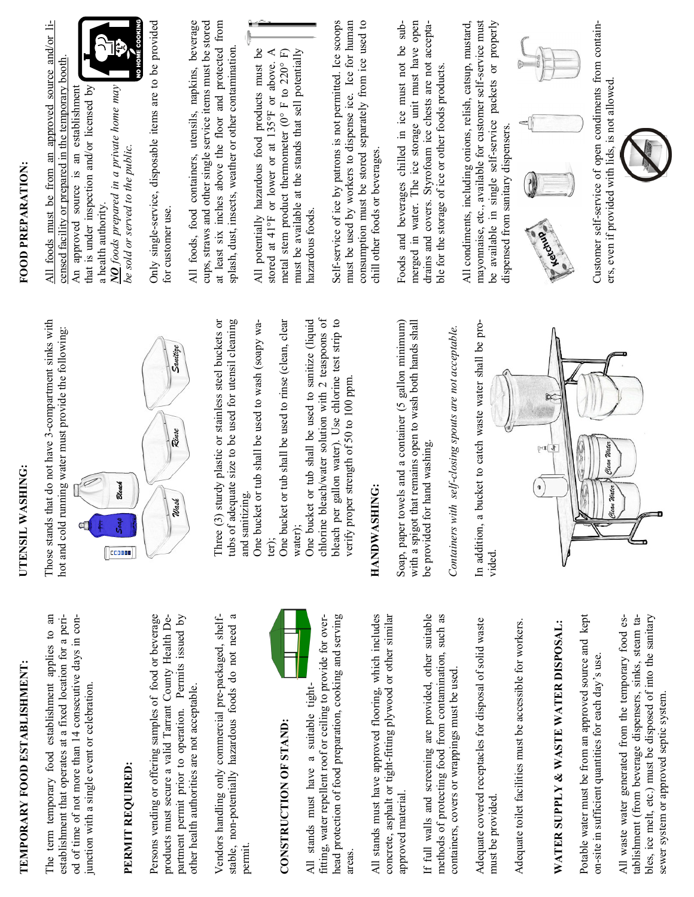## TEMPORARY FOOD ESTABLISHMENT:

The term temporary food establishment applies to an establishment that operates at a fixed location for a period of time of not more than 14 consecutive days in conjunction with a single event or celebration.

## PERMIT REQUIRED:

Persons vending or offering samples of food or beverage products must secure a valid Tarrant County Health Department permit prior to operation. Permits issued by other health authorities are not acceptable.

Vendors handling only commercial pre-packaged, shelf-stable, non-potentially hazardous foods do not need a permit.

## CONSTRUCTION OF STAND:

All stands must have a suitable tight-fitting, water repellent roof or ceiling to provide for overhead protection of food preparation, cooking and serving areas.

All stands must have approved flooring, which includes concrete, asphalt or tight-fitting plywood or other similar approved material.

If full walls and screening are provided, other suitable methods of protecting food from contamination, such as containers, covers or wrappings must be used.

Adequate covered receptacles for disposal of solid waste must be provided.

Adequate toilet facilities must be accessible for workers.

## WATER SUPPLY & WASTE WATER DISPOSAL:

Potable water must be from an approved source and kept on-site in sufficient quantities for each day's use.

All waste water generated from the temporary food establishment (from beverage dispensers, sinks, steam tables, ice melt, etc.) must be disposed of into the sanitary sewer system or approved septic system.

## UTENSIL WASHING:

Those stands that do not have 3-compartment sinks with hot and cold running water must provide the following:

Three (3) sturdy plastic or stainless steel buckets or tubs of adequate size to be used for utensil cleaning and sanitizing.

One bucket or tub shall be used to wash (soapy water);

One bucket or tub shall be used to rinse (clean, clear water);

One bucket or tub shall be used to sanitize (liquid chlorine bleach/water solution with 2 teaspoons of bleach per gallon water). Use chlorine test strip to verify proper strength of 50 to 100 ppm.

## HANDWASHING:

Soap, paper towels and a container (5 gallon minimum) with a spigot that remains open to wash both hands shall be provided for hand washing.

*Containers with self-closing spouts are not acceptable.*

In addition, a bucket to catch waste water shall be provided.

## FOOD PREPARATION:

<u>All foods must be from an approved source and/or licensed facility or prepared in the temporary booth.</u> An approved source is an establishment that is under inspection and/or licensed by a health authority.

***NO** foods prepared in a private home may be sold or served to the public.*

Only single-service, disposable items are to be provided for customer use.

All foods, food containers, utensils, napkins, beverage cups, straws and other single service items must be stored at least six inches above the floor and protected from splash, dust, insects, weather or other contamination.

All potentially hazardous food products must be stored at 41°F or lower or at 135°F or above. A metal stem product thermometer (0° F to 220° F) must be available at the stands that sell potentially hazardous foods.

Self-service of ice by patrons is not permitted. Ice scoops must be used by workers to dispense ice. Ice for human consumption must be stored separately from ice used to chill other foods or beverages.

Foods and beverages chilled in ice must not be submerged in water. The ice storage unit must have open drains and covers. Styrofoam ice chests are not acceptable for the storage of ice or other foods products.

All condiments, including onions, relish, catsup, mustard, mayonnaise, etc., available for customer self-service must be available in single self-service packets or properly dispensed from sanitary dispensers.

Customer self-service of open condiments from containers, even if provided with lids, is not allowed.